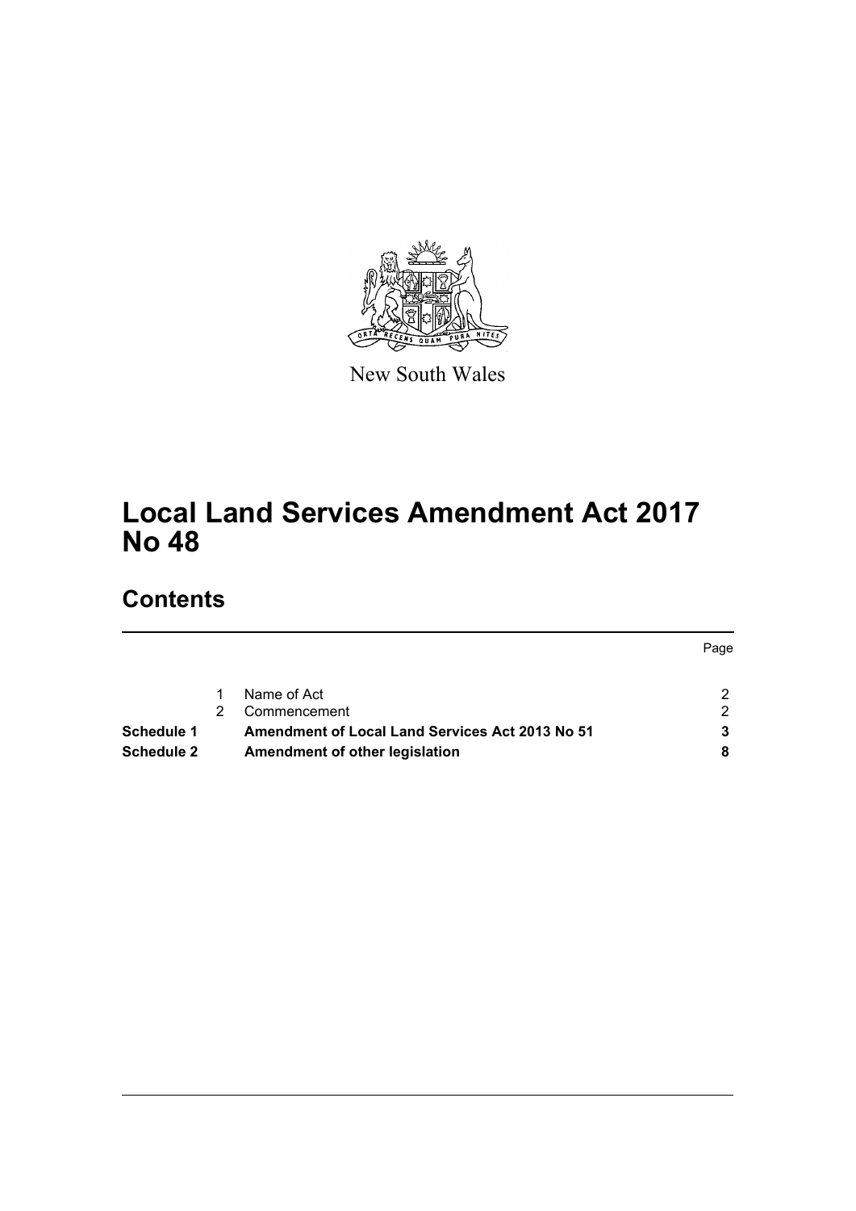New South Wales

# Local Land Services Amendment Act 2017 No 48

## Contents

| | | | Page |
|---|---|---|---|
| | 1 | Name of Act | 2 |
| | 2 | Commencement | 2 |
| **Schedule 1** | | **Amendment of Local Land Services Act 2013 No 51** | **3** |
| **Schedule 2** | | **Amendment of other legislation** | **8** |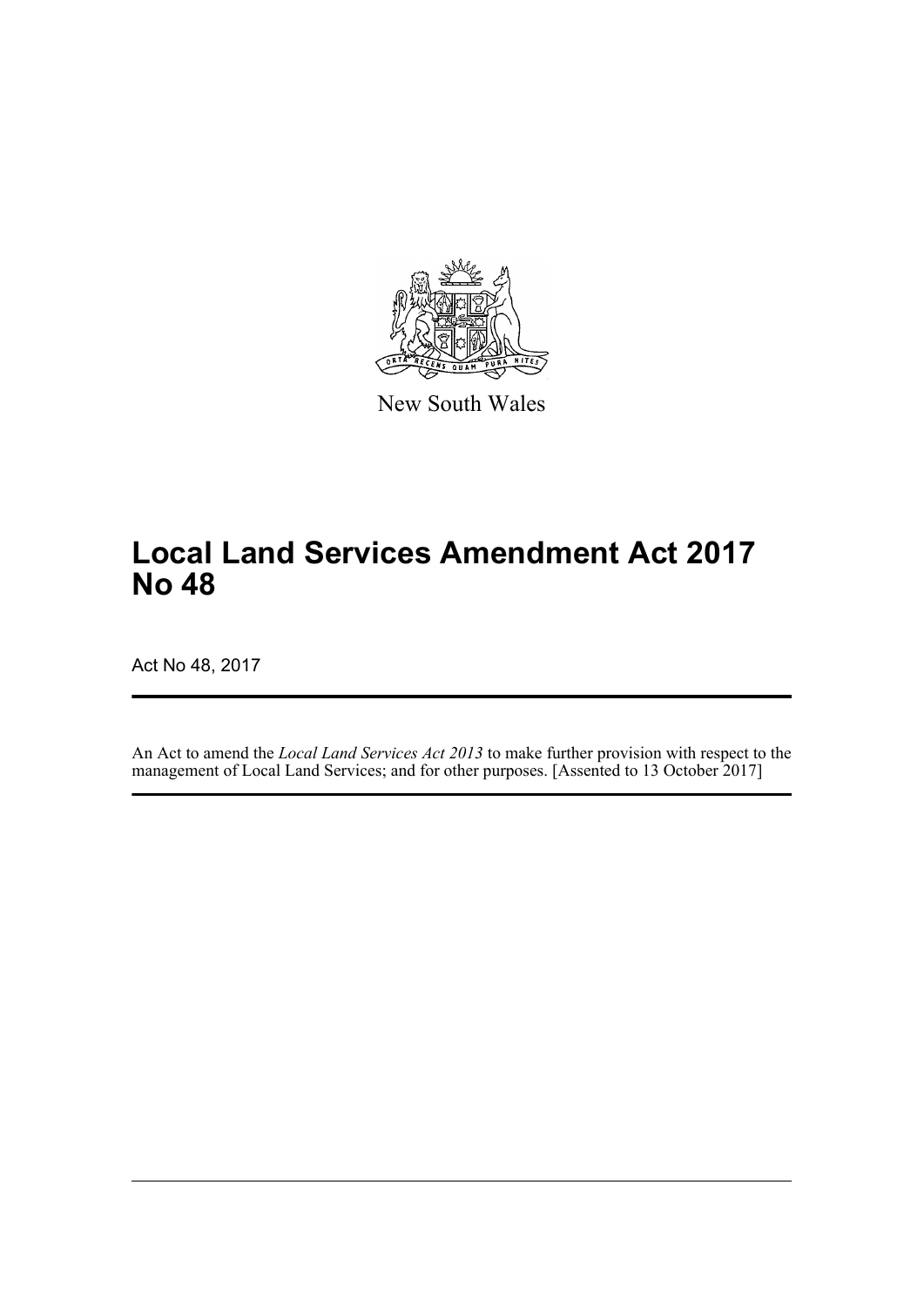New South Wales

# Local Land Services Amendment Act 2017 No 48

Act No 48, 2017

An Act to amend the *Local Land Services Act 2013* to make further provision with respect to the management of Local Land Services; and for other purposes. [Assented to 13 October 2017]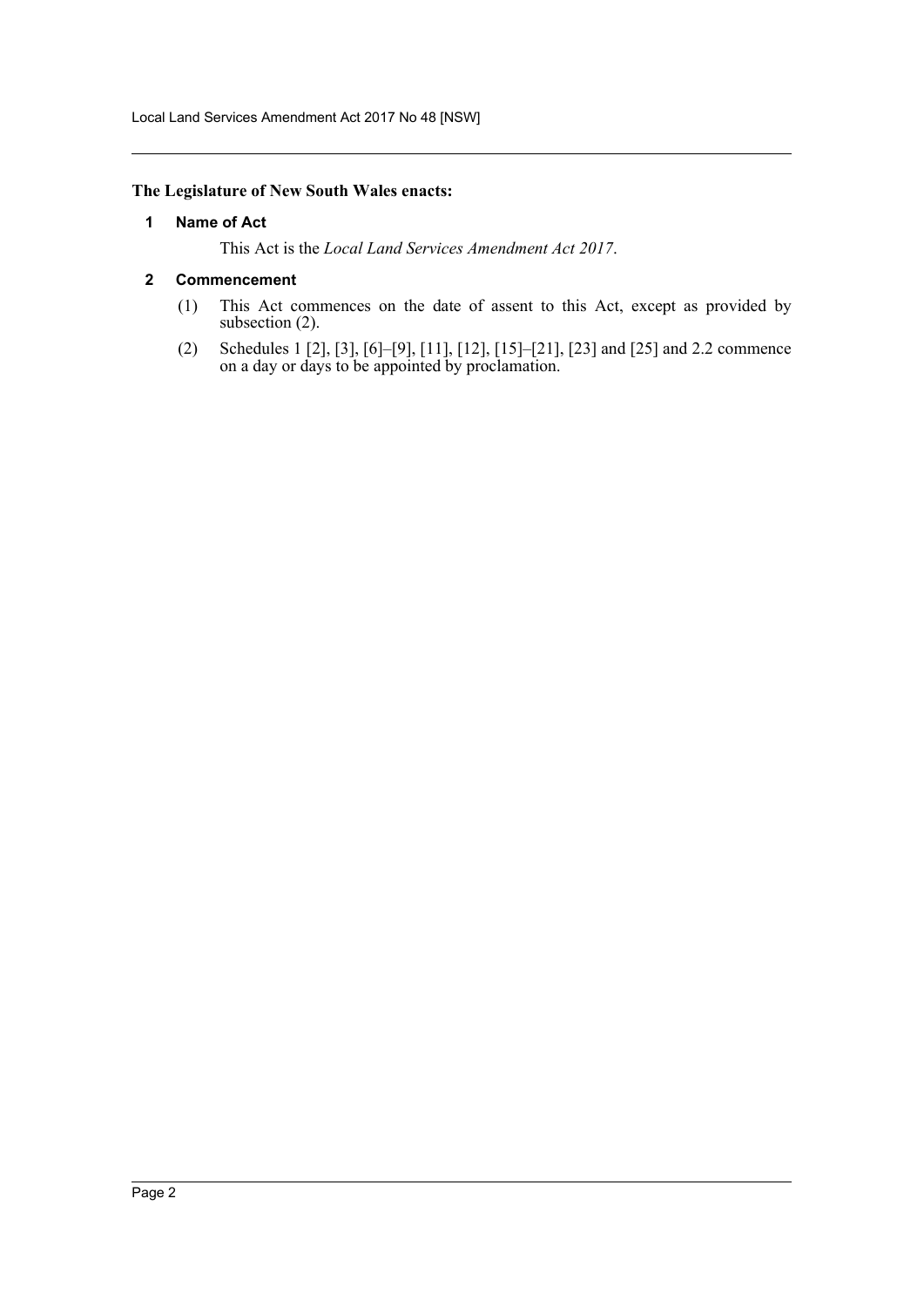**The Legislature of New South Wales enacts:**

### 1 Name of Act

This Act is the *Local Land Services Amendment Act 2017*.

### 2 Commencement

(1) This Act commences on the date of assent to this Act, except as provided by subsection (2).

(2) Schedules 1 [2], [3], [6]–[9], [11], [12], [15]–[21], [23] and [25] and 2.2 commence on a day or days to be appointed by proclamation.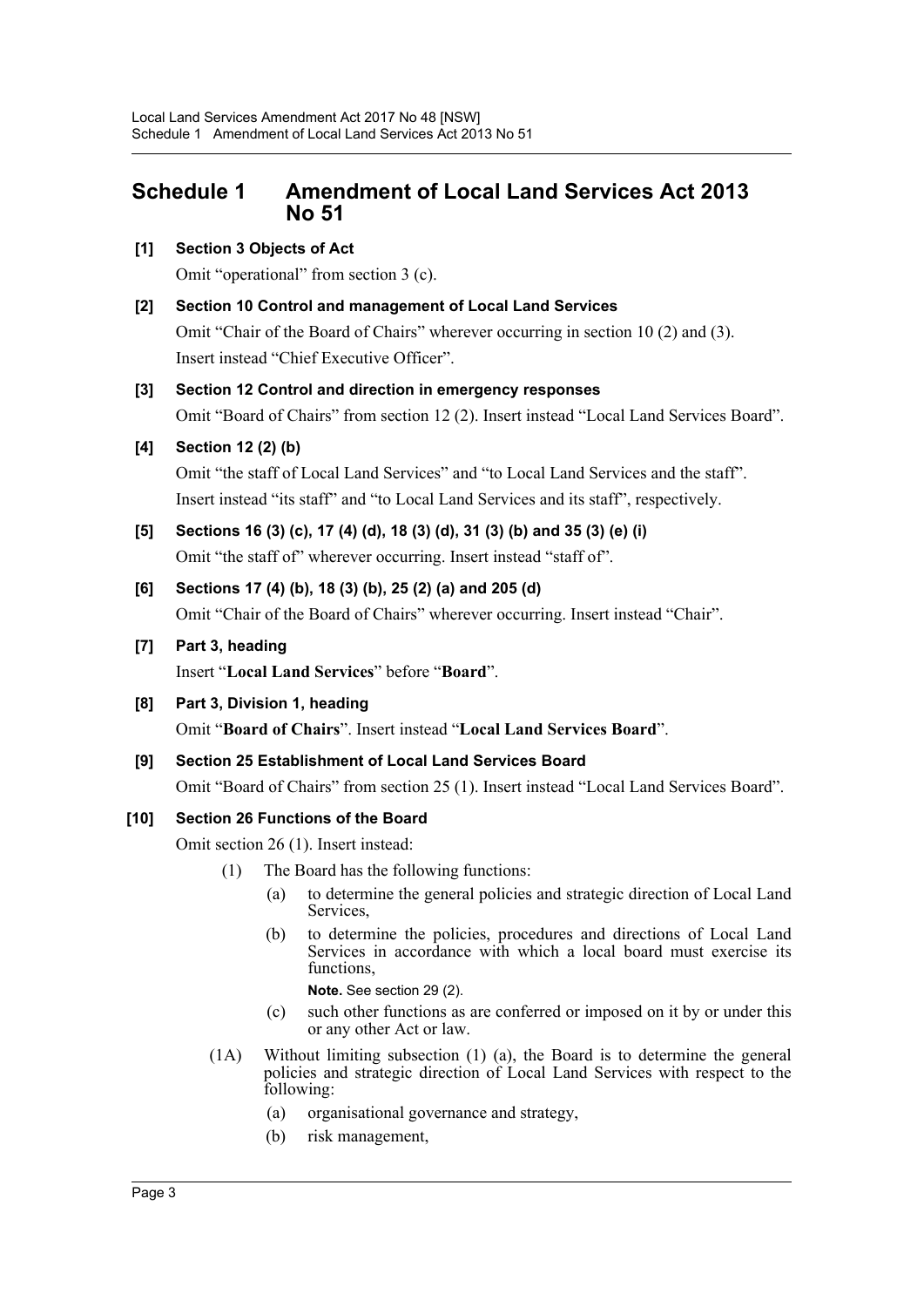# Schedule 1 Amendment of Local Land Services Act 2013 No 51

**[1] Section 3 Objects of Act**

Omit "operational" from section 3 (c).

**[2] Section 10 Control and management of Local Land Services**

Omit "Chair of the Board of Chairs" wherever occurring in section 10 (2) and (3). Insert instead "Chief Executive Officer".

**[3] Section 12 Control and direction in emergency responses**

Omit "Board of Chairs" from section 12 (2). Insert instead "Local Land Services Board".

**[4] Section 12 (2) (b)**

Omit "the staff of Local Land Services" and "to Local Land Services and the staff". Insert instead "its staff" and "to Local Land Services and its staff", respectively.

**[5] Sections 16 (3) (c), 17 (4) (d), 18 (3) (d), 31 (3) (b) and 35 (3) (e) (i)**

Omit "the staff of" wherever occurring. Insert instead "staff of".

**[6] Sections 17 (4) (b), 18 (3) (b), 25 (2) (a) and 205 (d)**

Omit "Chair of the Board of Chairs" wherever occurring. Insert instead "Chair".

**[7] Part 3, heading**

Insert "**Local Land Services**" before "**Board**".

**[8] Part 3, Division 1, heading**

Omit "**Board of Chairs**". Insert instead "**Local Land Services Board**".

**[9] Section 25 Establishment of Local Land Services Board**

Omit "Board of Chairs" from section 25 (1). Insert instead "Local Land Services Board".

**[10] Section 26 Functions of the Board**

Omit section 26 (1). Insert instead:

(1) The Board has the following functions:

- (a) to determine the general policies and strategic direction of Local Land Services,
- (b) to determine the policies, procedures and directions of Local Land Services in accordance with which a local board must exercise its functions,

  **Note.** See section 29 (2).
- (c) such other functions as are conferred or imposed on it by or under this or any other Act or law.

(1A) Without limiting subsection (1) (a), the Board is to determine the general policies and strategic direction of Local Land Services with respect to the following:

- (a) organisational governance and strategy,
- (b) risk management,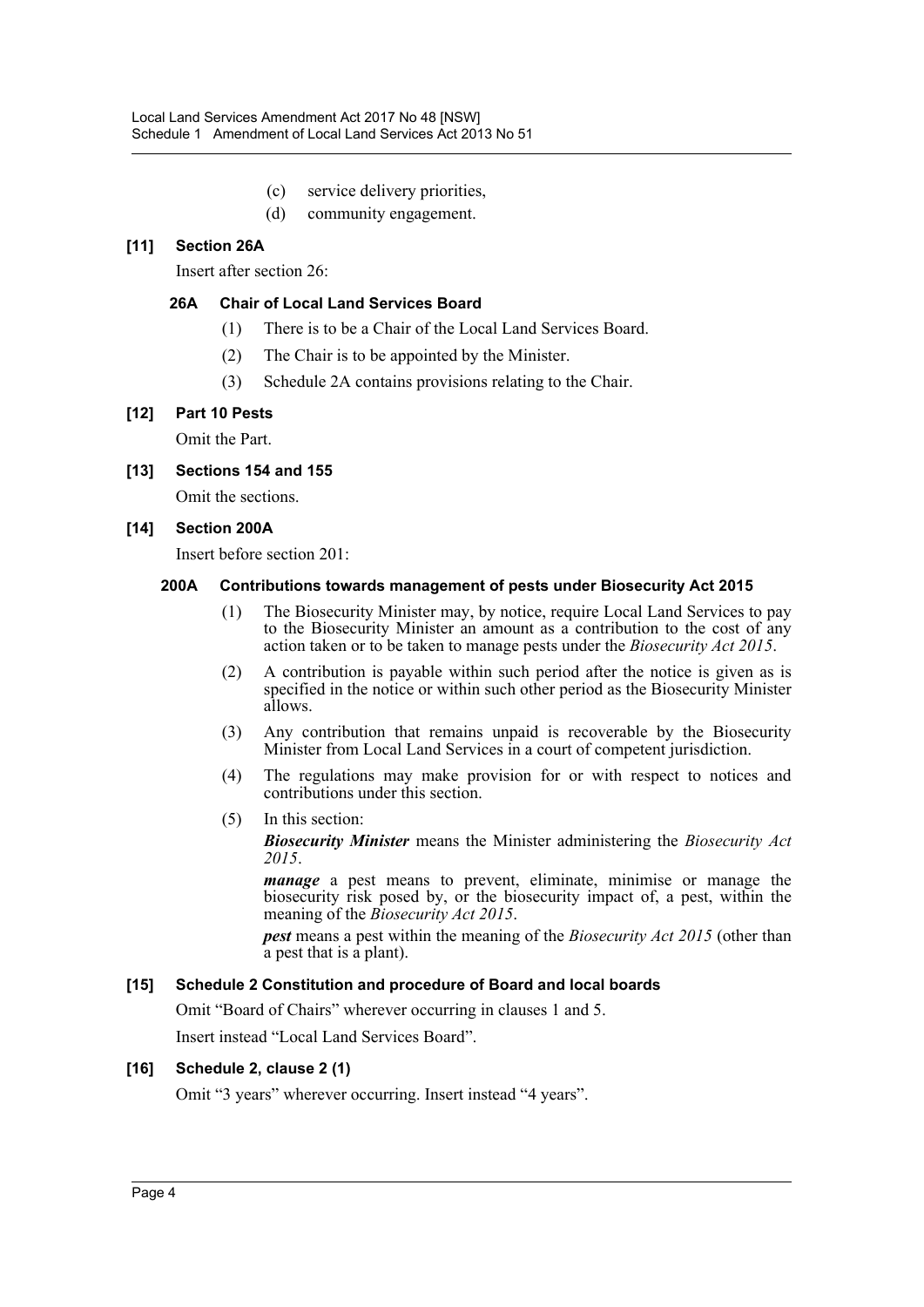(c) service delivery priorities,

(d) community engagement.

**[11] Section 26A**

Insert after section 26:

**26A Chair of Local Land Services Board**

(1) There is to be a Chair of the Local Land Services Board.

(2) The Chair is to be appointed by the Minister.

(3) Schedule 2A contains provisions relating to the Chair.

**[12] Part 10 Pests**

Omit the Part.

**[13] Sections 154 and 155**

Omit the sections.

**[14] Section 200A**

Insert before section 201:

**200A Contributions towards management of pests under Biosecurity Act 2015**

(1) The Biosecurity Minister may, by notice, require Local Land Services to pay to the Biosecurity Minister an amount as a contribution to the cost of any action taken or to be taken to manage pests under the *Biosecurity Act 2015*.

(2) A contribution is payable within such period after the notice is given as is specified in the notice or within such other period as the Biosecurity Minister allows.

(3) Any contribution that remains unpaid is recoverable by the Biosecurity Minister from Local Land Services in a court of competent jurisdiction.

(4) The regulations may make provision for or with respect to notices and contributions under this section.

(5) In this section:

***Biosecurity Minister*** means the Minister administering the *Biosecurity Act 2015*.

***manage*** a pest means to prevent, eliminate, minimise or manage the biosecurity risk posed by, or the biosecurity impact of, a pest, within the meaning of the *Biosecurity Act 2015*.

***pest*** means a pest within the meaning of the *Biosecurity Act 2015* (other than a pest that is a plant).

**[15] Schedule 2 Constitution and procedure of Board and local boards**

Omit "Board of Chairs" wherever occurring in clauses 1 and 5.

Insert instead "Local Land Services Board".

**[16] Schedule 2, clause 2 (1)**

Omit "3 years" wherever occurring. Insert instead "4 years".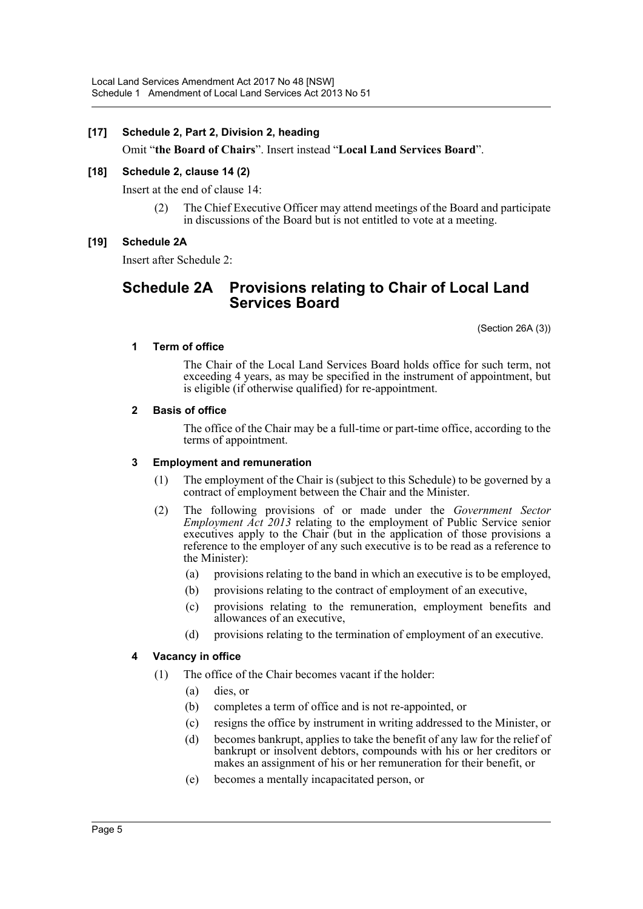**[17] Schedule 2, Part 2, Division 2, heading**

Omit "**the Board of Chairs**". Insert instead "**Local Land Services Board**".

**[18] Schedule 2, clause 14 (2)**

Insert at the end of clause 14:

(2) The Chief Executive Officer may attend meetings of the Board and participate in discussions of the Board but is not entitled to vote at a meeting.

**[19] Schedule 2A**

Insert after Schedule 2:

## Schedule 2A Provisions relating to Chair of Local Land Services Board

(Section 26A (3))

**1 Term of office**

The Chair of the Local Land Services Board holds office for such term, not exceeding 4 years, as may be specified in the instrument of appointment, but is eligible (if otherwise qualified) for re-appointment.

**2 Basis of office**

The office of the Chair may be a full-time or part-time office, according to the terms of appointment.

**3 Employment and remuneration**

(1) The employment of the Chair is (subject to this Schedule) to be governed by a contract of employment between the Chair and the Minister.

(2) The following provisions of or made under the *Government Sector Employment Act 2013* relating to the employment of Public Service senior executives apply to the Chair (but in the application of those provisions a reference to the employer of any such executive is to be read as a reference to the Minister):

(a) provisions relating to the band in which an executive is to be employed,

(b) provisions relating to the contract of employment of an executive,

(c) provisions relating to the remuneration, employment benefits and allowances of an executive,

(d) provisions relating to the termination of employment of an executive.

**4 Vacancy in office**

(1) The office of the Chair becomes vacant if the holder:

(a) dies, or

(b) completes a term of office and is not re-appointed, or

(c) resigns the office by instrument in writing addressed to the Minister, or

(d) becomes bankrupt, applies to take the benefit of any law for the relief of bankrupt or insolvent debtors, compounds with his or her creditors or makes an assignment of his or her remuneration for their benefit, or

(e) becomes a mentally incapacitated person, or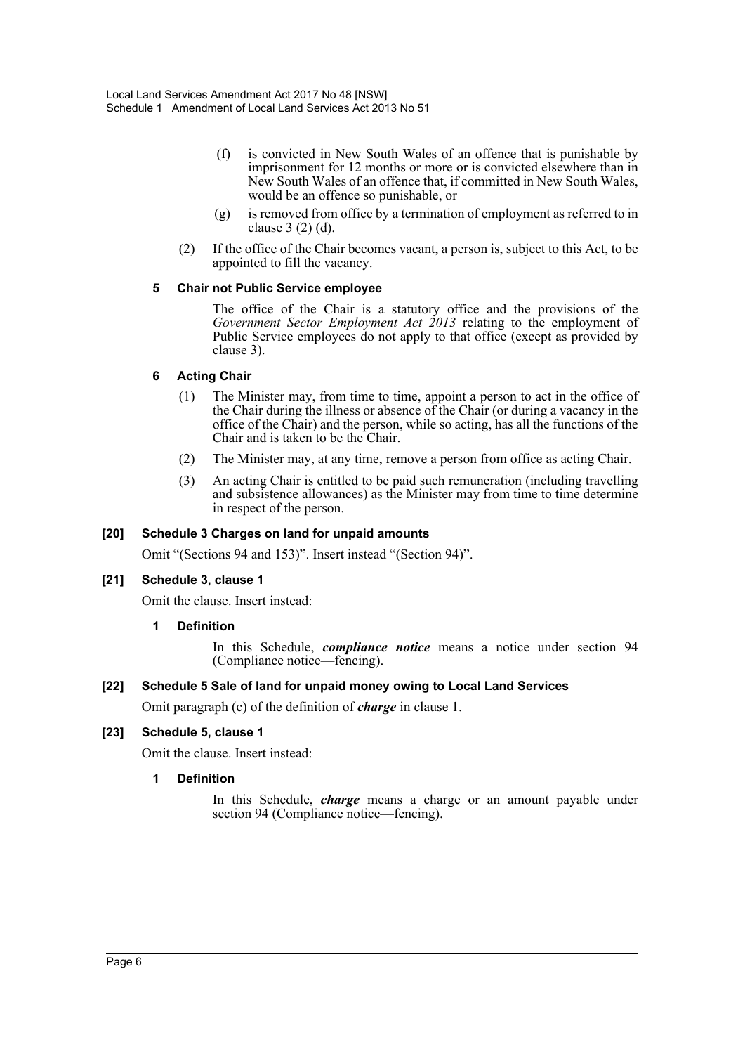(f) is convicted in New South Wales of an offence that is punishable by imprisonment for 12 months or more or is convicted elsewhere than in New South Wales of an offence that, if committed in New South Wales, would be an offence so punishable, or

(g) is removed from office by a termination of employment as referred to in clause 3 (2) (d).

(2) If the office of the Chair becomes vacant, a person is, subject to this Act, to be appointed to fill the vacancy.

**5 Chair not Public Service employee**

The office of the Chair is a statutory office and the provisions of the *Government Sector Employment Act 2013* relating to the employment of Public Service employees do not apply to that office (except as provided by clause 3).

**6 Acting Chair**

(1) The Minister may, from time to time, appoint a person to act in the office of the Chair during the illness or absence of the Chair (or during a vacancy in the office of the Chair) and the person, while so acting, has all the functions of the Chair and is taken to be the Chair.

(2) The Minister may, at any time, remove a person from office as acting Chair.

(3) An acting Chair is entitled to be paid such remuneration (including travelling and subsistence allowances) as the Minister may from time to time determine in respect of the person.

**[20] Schedule 3 Charges on land for unpaid amounts**

Omit "(Sections 94 and 153)". Insert instead "(Section 94)".

**[21] Schedule 3, clause 1**

Omit the clause. Insert instead:

**1 Definition**

In this Schedule, ***compliance notice*** means a notice under section 94 (Compliance notice—fencing).

**[22] Schedule 5 Sale of land for unpaid money owing to Local Land Services**

Omit paragraph (c) of the definition of ***charge*** in clause 1.

**[23] Schedule 5, clause 1**

Omit the clause. Insert instead:

**1 Definition**

In this Schedule, ***charge*** means a charge or an amount payable under section 94 (Compliance notice—fencing).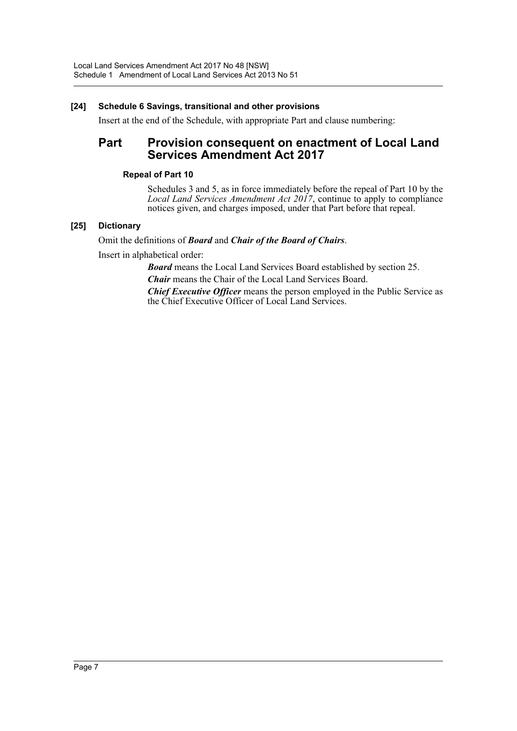**[24] Schedule 6 Savings, transitional and other provisions**

Insert at the end of the Schedule, with appropriate Part and clause numbering:

## Part Provision consequent on enactment of Local Land Services Amendment Act 2017

### Repeal of Part 10

Schedules 3 and 5, as in force immediately before the repeal of Part 10 by the *Local Land Services Amendment Act 2017*, continue to apply to compliance notices given, and charges imposed, under that Part before that repeal.

**[25] Dictionary**

Omit the definitions of ***Board*** and ***Chair of the Board of Chairs***.

Insert in alphabetical order:

***Board*** means the Local Land Services Board established by section 25.

***Chair*** means the Chair of the Local Land Services Board.

***Chief Executive Officer*** means the person employed in the Public Service as the Chief Executive Officer of Local Land Services.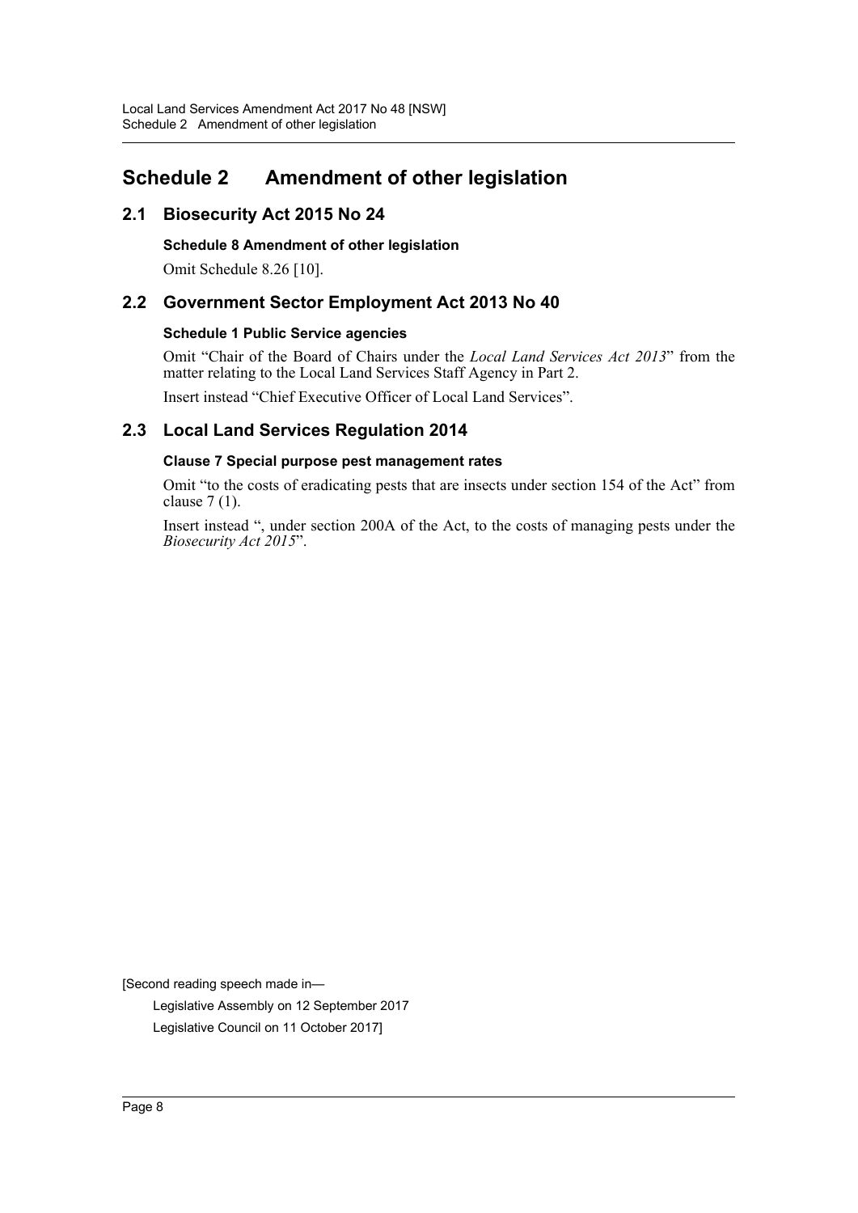# Schedule 2 Amendment of other legislation

## 2.1 Biosecurity Act 2015 No 24

### Schedule 8 Amendment of other legislation

Omit Schedule 8.26 [10].

## 2.2 Government Sector Employment Act 2013 No 40

### Schedule 1 Public Service agencies

Omit "Chair of the Board of Chairs under the *Local Land Services Act 2013*" from the matter relating to the Local Land Services Staff Agency in Part 2.

Insert instead "Chief Executive Officer of Local Land Services".

## 2.3 Local Land Services Regulation 2014

### Clause 7 Special purpose pest management rates

Omit "to the costs of eradicating pests that are insects under section 154 of the Act" from clause 7 (1).

Insert instead ", under section 200A of the Act, to the costs of managing pests under the *Biosecurity Act 2015*".

[Second reading speech made in—

Legislative Assembly on 12 September 2017

Legislative Council on 11 October 2017]